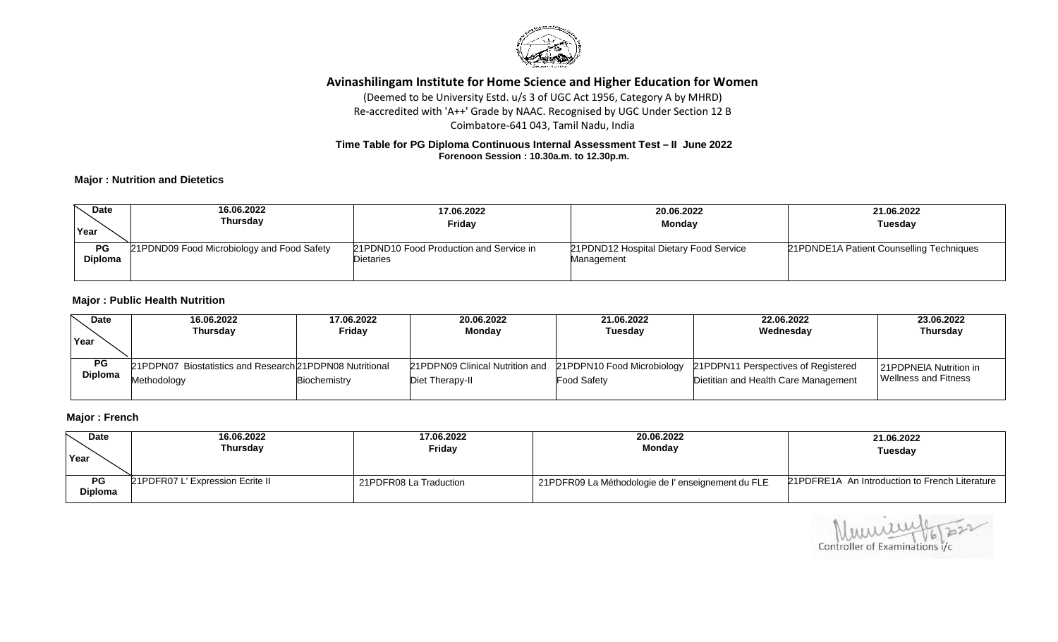# Avinashilingam Institute for Home Science and Higher Education for Women

(Deemed to be University Estd. u/s 3 of UGC Act 1956, Category A by MHRD)
Re-accredited with 'A++' Grade by NAAC. Recognised by UGC Under Section 12 B
Coimbatore-641 043, Tamil Nadu, India

**Time Table for PG Diploma Continuous Internal Assessment Test – II June 2022**
**Forenoon Session : 10.30a.m. to 12.30p.m.**

**Major : Nutrition and Dietetics**

| Date / Year | 16.06.2022 Thursday | 17.06.2022 Friday | 20.06.2022 Monday | 21.06.2022 Tuesday |
|---|---|---|---|---|
| **PG Diploma** | 21PDND09 Food Microbiology and Food Safety | 21PDND10 Food Production and Service in Dietaries | 21PDND12 Hospital Dietary Food Service Management | 21PDNDE1A Patient Counselling Techniques |

**Major : Public Health Nutrition**

| Date / Year | 16.06.2022 Thursday | 17.06.2022 Friday | 20.06.2022 Monday | 21.06.2022 Tuesday | 22.06.2022 Wednesday | 23.06.2022 Thursday |
|---|---|---|---|---|---|---|
| **PG Diploma** | 21PDPN07 Biostatistics and Research Methodology | 21PDPN08 Nutritional Biochemistry | 21PDPN09 Clinical Nutrition and Diet Therapy-II | 21PDPN10 Food Microbiology Food Safety | 21PDPN11 Perspectives of Registered Dietitian and Health Care Management | 21PDPNEIA Nutrition in Wellness and Fitness |

**Major : French**

| Date / Year | 16.06.2022 Thursday | 17.06.2022 Friday | 20.06.2022 Monday | 21.06.2022 Tuesday |
|---|---|---|---|---|
| **PG Diploma** | 21PDFR07 L' Expression Ecrite II | 21PDFR08 La Traduction | 21PDFR09 La Méthodologie de l' enseignement du FLE | 21PDFRE1A An Introduction to French Literature |

Controller of Examinations i/c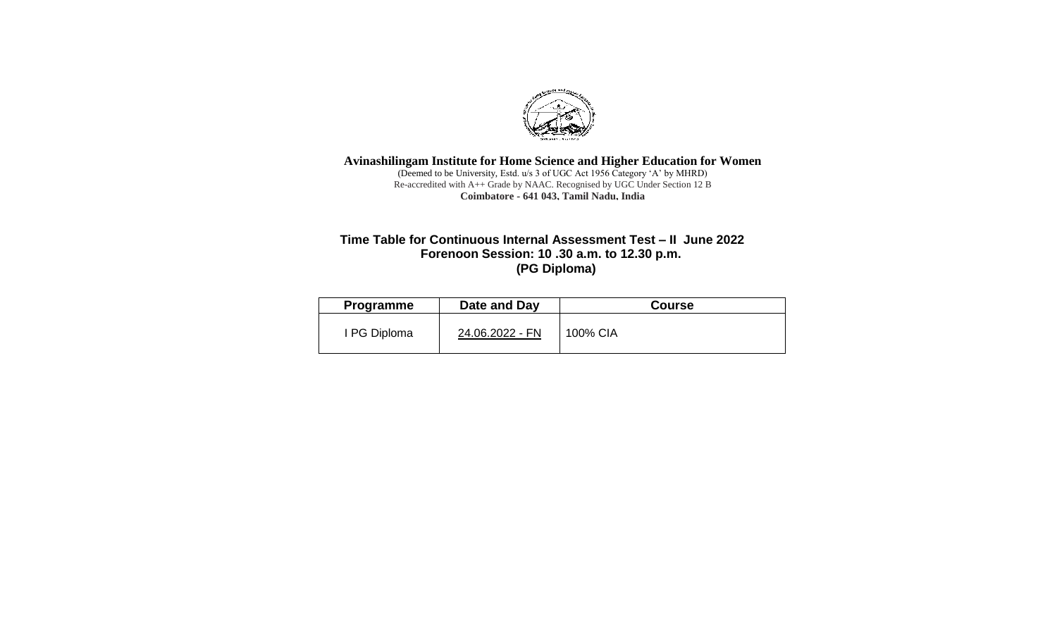**Avinashilingam Institute for Home Science and Higher Education for Women**

(Deemed to be University, Estd. u/s 3 of UGC Act 1956 Category 'A' by MHRD)

Re-accredited with A++ Grade by NAAC. Recognised by UGC Under Section 12 B

**Coimbatore - 641 043, Tamil Nadu, India**

**Time Table for Continuous Internal Assessment Test – II June 2022**

**Forenoon Session: 10 .30 a.m. to 12.30 p.m.**

**(PG Diploma)**

| Programme | Date and Day | Course |
|---|---|---|
| I PG Diploma | 24.06.2022 - FN | 100% CIA |